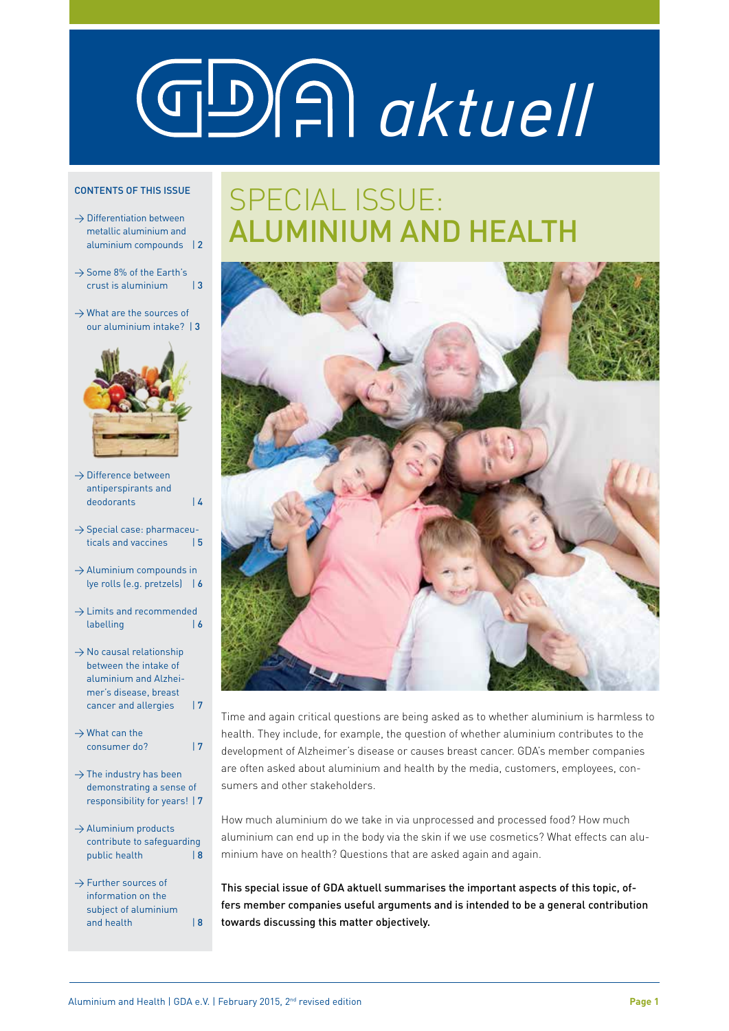# GDA aktuell

## CONTENTS OF THIS ISSUE

- → Differentiation between metallic aluminium and aluminium compounds | 2
- → Some 8% of the Earth's crust is aluminium | 3
- → What are the sources of our aluminium intake? | 3
- → Difference between antiperspirants and deodorants | 4
- → Special case: pharmaceuticals and vaccines | 5
- → Aluminium compounds in lye rolls (e.g. pretzels) | 6
- → Limits and recommended labelling | 6
- → No causal relationship between the intake of aluminium and Alzheimer's disease, breast cancer and allergies | 7
- → What can the consumer do? | 7
- → The industry has been demonstrating a sense of responsibility for years! | 7
- → Aluminium products contribute to safeguarding public health | 8
- → Further sources of information on the subject of aluminium and health | 8

# SPECIAL ISSUE: ALUMINIUM AND HEALTH

Time and again critical questions are being asked as to whether aluminium is harmless to health. They include, for example, the question of whether aluminium contributes to the development of Alzheimer's disease or causes breast cancer. GDA's member companies are often asked about aluminium and health by the media, customers, employees, consumers and other stakeholders.

How much aluminium do we take in via unprocessed and processed food? How much aluminium can end up in the body via the skin if we use cosmetics? What effects can aluminium have on health? Questions that are asked again and again.

**This special issue of GDA aktuell summarises the important aspects of this topic, offers member companies useful arguments and is intended to be a general contribution towards discussing this matter objectively.**

Aluminium and Health | GDA e.V. | February 2015, 2nd revised edition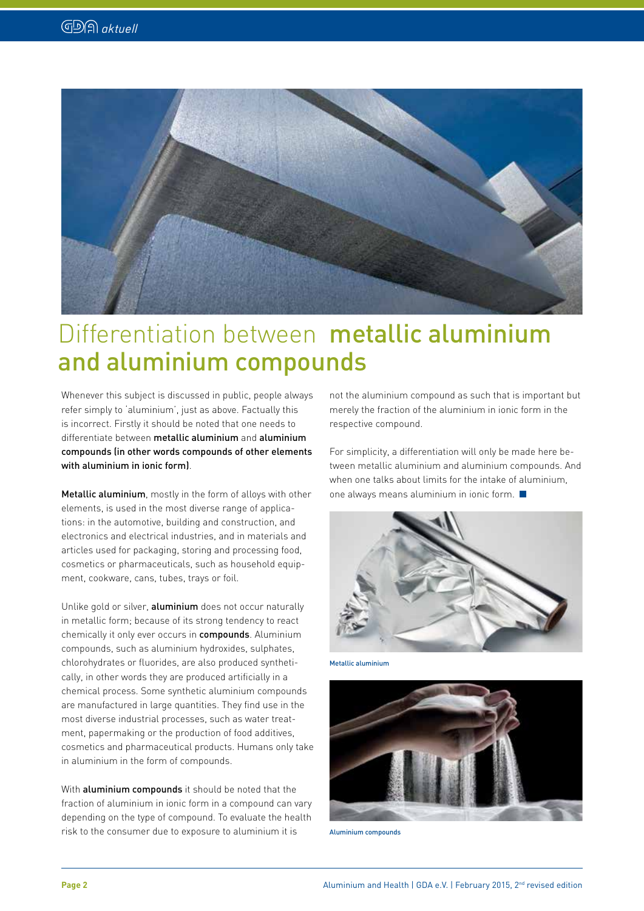# Differentiation between **metallic aluminium and aluminium compounds**

Whenever this subject is discussed in public, people always refer simply to 'aluminium', just as above. Factually this is incorrect. Firstly it should be noted that one needs to differentiate between **metallic aluminium** and **aluminium compounds (in other words compounds of other elements with aluminium in ionic form)**.

**Metallic aluminium**, mostly in the form of alloys with other elements, is used in the most diverse range of applications: in the automotive, building and construction, and electronics and electrical industries, and in materials and articles used for packaging, storing and processing food, cosmetics or pharmaceuticals, such as household equipment, cookware, cans, tubes, trays or foil.

Unlike gold or silver, **aluminium** does not occur naturally in metallic form; because of its strong tendency to react chemically it only ever occurs in **compounds**. Aluminium compounds, such as aluminium hydroxides, sulphates, chlorohydrates or fluorides, are also produced synthetically, in other words they are produced artificially in a chemical process. Some synthetic aluminium compounds are manufactured in large quantities. They find use in the most diverse industrial processes, such as water treatment, papermaking or the production of food additives, cosmetics and pharmaceutical products. Humans only take in aluminium in the form of compounds.

With **aluminium compounds** it should be noted that the fraction of aluminium in ionic form in a compound can vary depending on the type of compound. To evaluate the health risk to the consumer due to exposure to aluminium it is not the aluminium compound as such that is important but merely the fraction of the aluminium in ionic form in the respective compound.

For simplicity, a differentiation will only be made here between metallic aluminium and aluminium compounds. And when one talks about limits for the intake of aluminium, one always means aluminium in ionic form.

Metallic aluminium

Aluminium compounds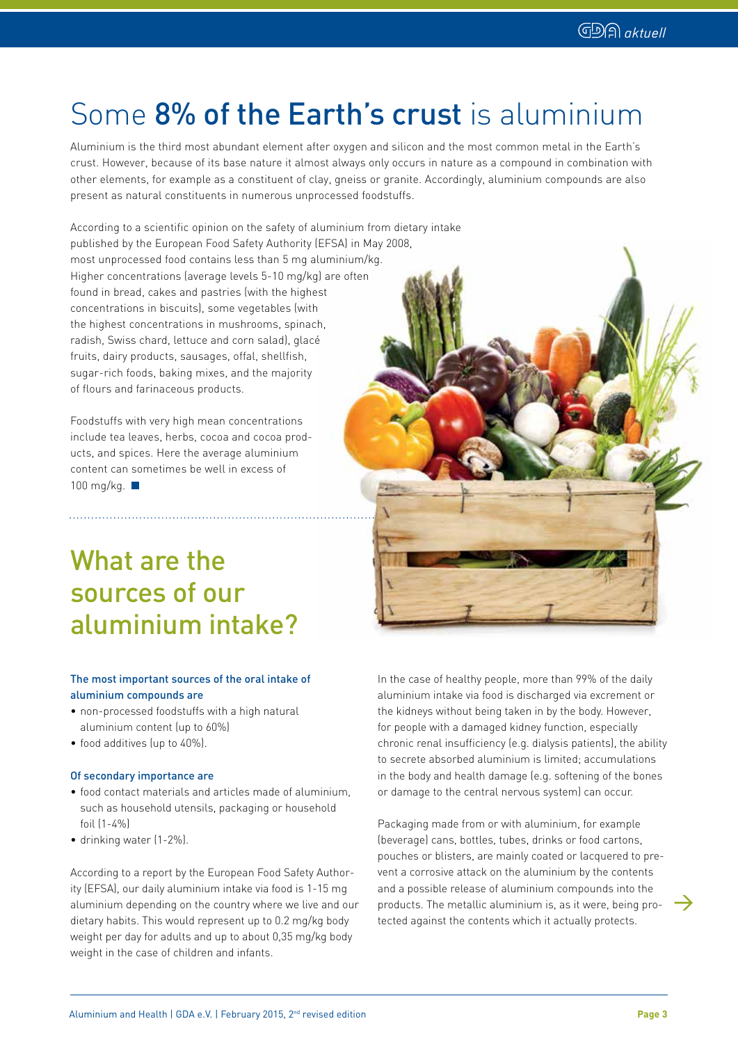# Some **8% of the Earth's crust** is aluminium

Aluminium is the third most abundant element after oxygen and silicon and the most common metal in the Earth's crust. However, because of its base nature it almost always only occurs in nature as a compound in combination with other elements, for example as a constituent of clay, gneiss or granite. Accordingly, aluminium compounds are also present as natural constituents in numerous unprocessed foodstuffs.

According to a scientific opinion on the safety of aluminium from dietary intake published by the European Food Safety Authority (EFSA) in May 2008, most unprocessed food contains less than 5 mg aluminium/kg. Higher concentrations (average levels 5-10 mg/kg) are often found in bread, cakes and pastries (with the highest concentrations in biscuits), some vegetables (with the highest concentrations in mushrooms, spinach, radish, Swiss chard, lettuce and corn salad), glacé fruits, dairy products, sausages, offal, shellfish, sugar-rich foods, baking mixes, and the majority of flours and farinaceous products.

Foodstuffs with very high mean concentrations include tea leaves, herbs, cocoa and cocoa products, and spices. Here the average aluminium content can sometimes be well in excess of 100 mg/kg.

## What are the sources of our aluminium intake?

**The most important sources of the oral intake of aluminium compounds are**

- non-processed foodstuffs with a high natural aluminium content (up to 60%)
- food additives (up to 40%).

**Of secondary importance are**

- food contact materials and articles made of aluminium, such as household utensils, packaging or household foil (1-4%)
- drinking water (1-2%).

According to a report by the European Food Safety Authority (EFSA), our daily aluminium intake via food is 1-15 mg aluminium depending on the country where we live and our dietary habits. This would represent up to 0.2 mg/kg body weight per day for adults and up to about 0,35 mg/kg body weight in the case of children and infants.

In the case of healthy people, more than 99% of the daily aluminium intake via food is discharged via excrement or the kidneys without being taken in by the body. However, for people with a damaged kidney function, especially chronic renal insufficiency (e.g. dialysis patients), the ability to secrete absorbed aluminium is limited; accumulations in the body and health damage (e.g. softening of the bones or damage to the central nervous system) can occur.

Packaging made from or with aluminium, for example (beverage) cans, bottles, tubes, drinks or food cartons, pouches or blisters, are mainly coated or lacquered to prevent a corrosive attack on the aluminium by the contents and a possible release of aluminium compounds into the products. The metallic aluminium is, as it were, being protected against the contents which it actually protects.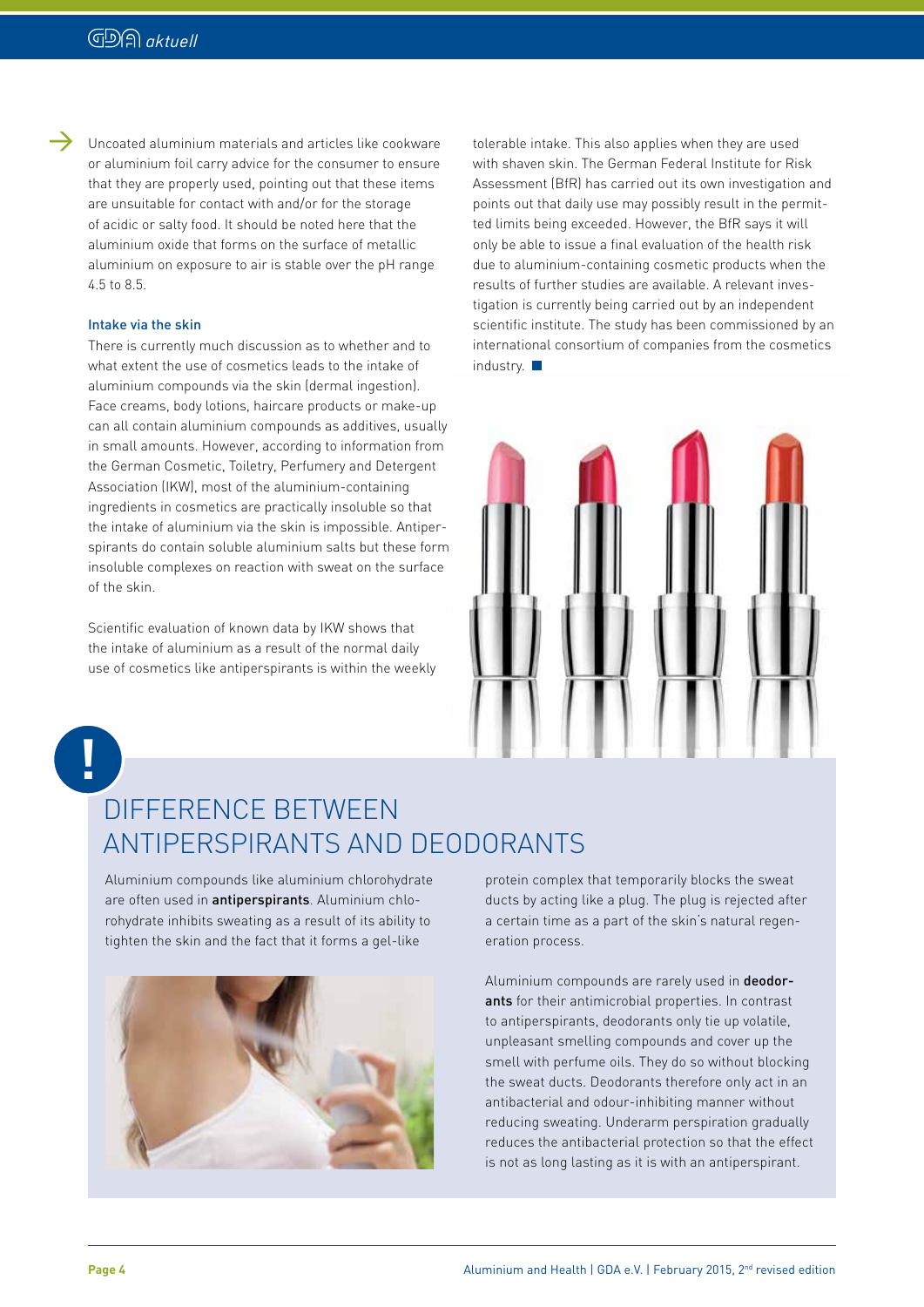Uncoated aluminium materials and articles like cookware or aluminium foil carry advice for the consumer to ensure that they are properly used, pointing out that these items are unsuitable for contact with and/or for the storage of acidic or salty food. It should be noted here that the aluminium oxide that forms on the surface of metallic aluminium on exposure to air is stable over the pH range 4.5 to 8.5.

### Intake via the skin

There is currently much discussion as to whether and to what extent the use of cosmetics leads to the intake of aluminium compounds via the skin (dermal ingestion). Face creams, body lotions, haircare products or make-up can all contain aluminium compounds as additives, usually in small amounts. However, according to information from the German Cosmetic, Toiletry, Perfumery and Detergent Association (IKW), most of the aluminium-containing ingredients in cosmetics are practically insoluble so that the intake of aluminium via the skin is impossible. Antiperspirants do contain soluble aluminium salts but these form insoluble complexes on reaction with sweat on the surface of the skin.

Scientific evaluation of known data by IKW shows that the intake of aluminium as a result of the normal daily use of cosmetics like antiperspirants is within the weekly tolerable intake. This also applies when they are used with shaven skin. The German Federal Institute for Risk Assessment (BfR) has carried out its own investigation and points out that daily use may possibly result in the permitted limits being exceeded. However, the BfR says it will only be able to issue a final evaluation of the health risk due to aluminium-containing cosmetic products when the results of further studies are available. A relevant investigation is currently being carried out by an independent scientific institute. The study has been commissioned by an international consortium of companies from the cosmetics industry.

## DIFFERENCE BETWEEN ANTIPERSPIRANTS AND DEODORANTS

Aluminium compounds like aluminium chlorohydrate are often used in **antiperspirants**. Aluminium chlorohydrate inhibits sweating as a result of its ability to tighten the skin and the fact that it forms a gel-like protein complex that temporarily blocks the sweat ducts by acting like a plug. The plug is rejected after a certain time as a part of the skin's natural regeneration process.

Aluminium compounds are rarely used in **deodorants** for their antimicrobial properties. In contrast to antiperspirants, deodorants only tie up volatile, unpleasant smelling compounds and cover up the smell with perfume oils. They do so without blocking the sweat ducts. Deodorants therefore only act in an antibacterial and odour-inhibiting manner without reducing sweating. Underarm perspiration gradually reduces the antibacterial protection so that the effect is not as long lasting as it is with an antiperspirant.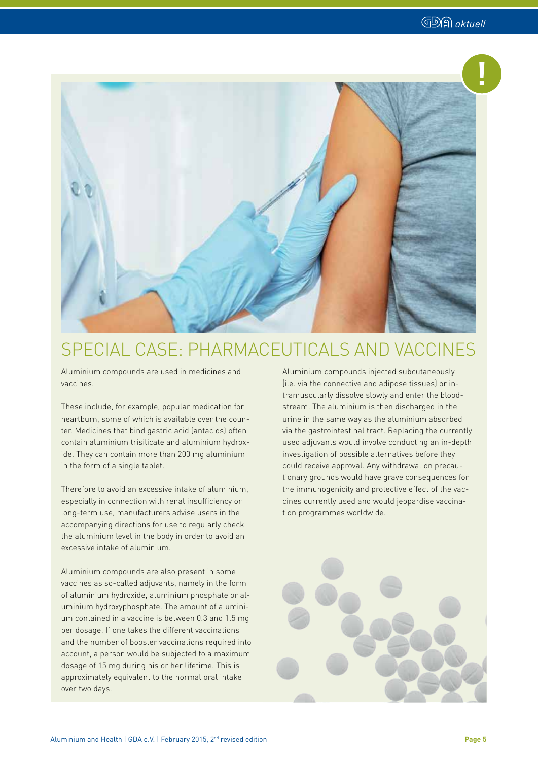# SPECIAL CASE: PHARMACEUTICALS AND VACCINES

Aluminium compounds are used in medicines and vaccines.

These include, for example, popular medication for heartburn, some of which is available over the counter. Medicines that bind gastric acid (antacids) often contain aluminium trisilicate and aluminium hydroxide. They can contain more than 200 mg aluminium in the form of a single tablet.

Therefore to avoid an excessive intake of aluminium, especially in connection with renal insufficiency or long-term use, manufacturers advise users in the accompanying directions for use to regularly check the aluminium level in the body in order to avoid an excessive intake of aluminium.

Aluminium compounds are also present in some vaccines as so-called adjuvants, namely in the form of aluminium hydroxide, aluminium phosphate or aluminium hydroxyphosphate. The amount of aluminium contained in a vaccine is between 0.3 and 1.5 mg per dosage. If one takes the different vaccinations and the number of booster vaccinations required into account, a person would be subjected to a maximum dosage of 15 mg during his or her lifetime. This is approximately equivalent to the normal oral intake over two days.

Aluminium compounds injected subcutaneously (i.e. via the connective and adipose tissues) or intramuscularly dissolve slowly and enter the bloodstream. The aluminium is then discharged in the urine in the same way as the aluminium absorbed via the gastrointestinal tract. Replacing the currently used adjuvants would involve conducting an in-depth investigation of possible alternatives before they could receive approval. Any withdrawal on precautionary grounds would have grave consequences for the immunogenicity and protective effect of the vaccines currently used and would jeopardise vaccination programmes worldwide.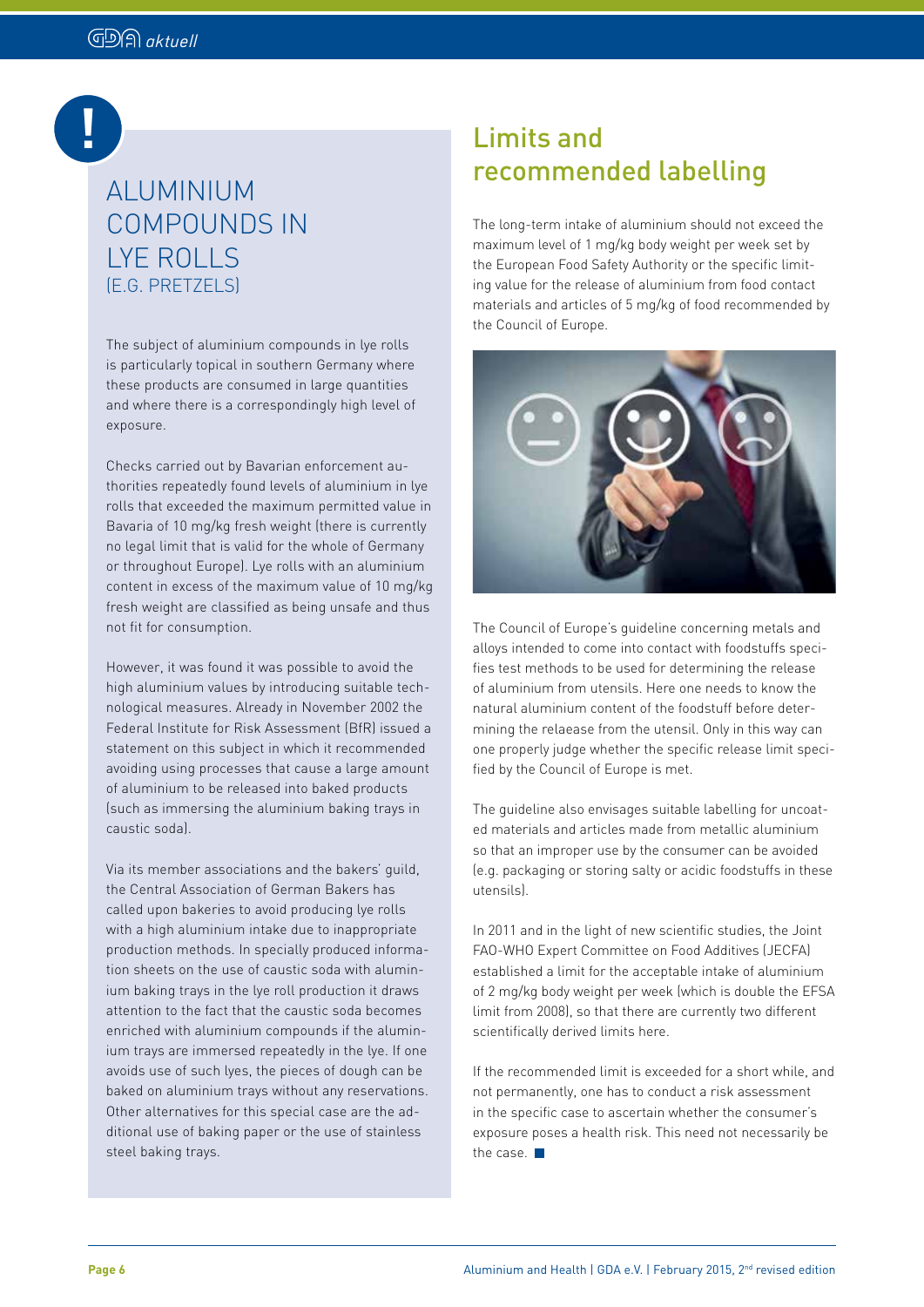## ALUMINIUM COMPOUNDS IN LYE ROLLS (E.G. PRETZELS)

The subject of aluminium compounds in lye rolls is particularly topical in southern Germany where these products are consumed in large quantities and where there is a correspondingly high level of exposure.

Checks carried out by Bavarian enforcement authorities repeatedly found levels of aluminium in lye rolls that exceeded the maximum permitted value in Bavaria of 10 mg/kg fresh weight (there is currently no legal limit that is valid for the whole of Germany or throughout Europe). Lye rolls with an aluminium content in excess of the maximum value of 10 mg/kg fresh weight are classified as being unsafe and thus not fit for consumption.

However, it was found it was possible to avoid the high aluminium values by introducing suitable technological measures. Already in November 2002 the Federal Institute for Risk Assessment (BfR) issued a statement on this subject in which it recommended avoiding using processes that cause a large amount of aluminium to be released into baked products (such as immersing the aluminium baking trays in caustic soda).

Via its member associations and the bakers' guild, the Central Association of German Bakers has called upon bakeries to avoid producing lye rolls with a high aluminium intake due to inappropriate production methods. In specially produced information sheets on the use of caustic soda with aluminium baking trays in the lye roll production it draws attention to the fact that the caustic soda becomes enriched with aluminium compounds if the aluminium trays are immersed repeatedly in the lye. If one avoids use of such lyes, the pieces of dough can be baked on aluminium trays without any reservations. Other alternatives for this special case are the additional use of baking paper or the use of stainless steel baking trays.

## Limits and recommended labelling

The long-term intake of aluminium should not exceed the maximum level of 1 mg/kg body weight per week set by the European Food Safety Authority or the specific limiting value for the release of aluminium from food contact materials and articles of 5 mg/kg of food recommended by the Council of Europe.

The Council of Europe's guideline concerning metals and alloys intended to come into contact with foodstuffs specifies test methods to be used for determining the release of aluminium from utensils. Here one needs to know the natural aluminium content of the foodstuff before determining the relaease from the utensil. Only in this way can one properly judge whether the specific release limit specified by the Council of Europe is met.

The guideline also envisages suitable labelling for uncoated materials and articles made from metallic aluminium so that an improper use by the consumer can be avoided (e.g. packaging or storing salty or acidic foodstuffs in these utensils).

In 2011 and in the light of new scientific studies, the Joint FAO-WHO Expert Committee on Food Additives (JECFA) established a limit for the acceptable intake of aluminium of 2 mg/kg body weight per week (which is double the EFSA limit from 2008), so that there are currently two different scientifically derived limits here.

If the recommended limit is exceeded for a short while, and not permanently, one has to conduct a risk assessment in the specific case to ascertain whether the consumer's exposure poses a health risk. This need not necessarily be the case.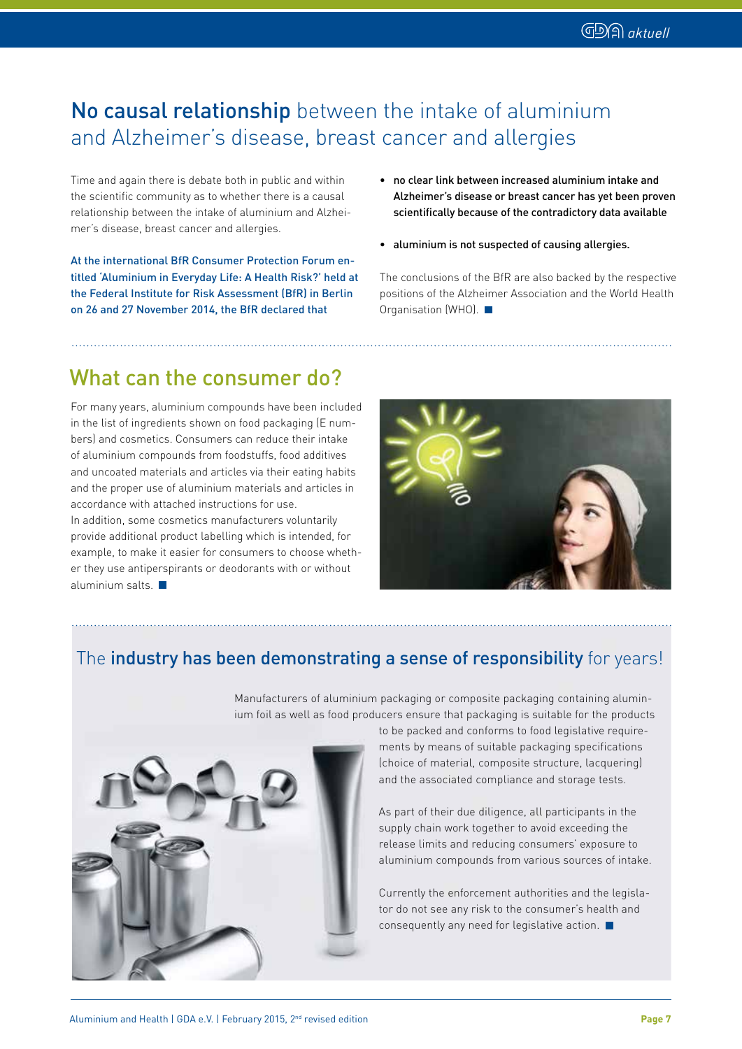# **No causal relationship** between the intake of aluminium and Alzheimer's disease, breast cancer and allergies

Time and again there is debate both in public and within the scientific community as to whether there is a causal relationship between the intake of aluminium and Alzheimer's disease, breast cancer and allergies.

At the international BfR Consumer Protection Forum entitled 'Aluminium in Everyday Life: A Health Risk?' held at the Federal Institute for Risk Assessment (BfR) in Berlin on 26 and 27 November 2014, the BfR declared that

- **no clear link between increased aluminium intake and Alzheimer's disease or breast cancer has yet been proven scientifically because of the contradictory data available**
- **aluminium is not suspected of causing allergies.**

The conclusions of the BfR are also backed by the respective positions of the Alzheimer Association and the World Health Organisation (WHO).

## What can the consumer do?

For many years, aluminium compounds have been included in the list of ingredients shown on food packaging (E numbers) and cosmetics. Consumers can reduce their intake of aluminium compounds from foodstuffs, food additives and uncoated materials and articles via their eating habits and the proper use of aluminium materials and articles in accordance with attached instructions for use.
In addition, some cosmetics manufacturers voluntarily provide additional product labelling which is intended, for example, to make it easier for consumers to choose whether they use antiperspirants or deodorants with or without aluminium salts.

## The **industry has been demonstrating a sense of responsibility** for years!

Manufacturers of aluminium packaging or composite packaging containing aluminium foil as well as food producers ensure that packaging is suitable for the products to be packed and conforms to food legislative requirements by means of suitable packaging specifications (choice of material, composite structure, lacquering) and the associated compliance and storage tests.

As part of their due diligence, all participants in the supply chain work together to avoid exceeding the release limits and reducing consumers' exposure to aluminium compounds from various sources of intake.

Currently the enforcement authorities and the legislator do not see any risk to the consumer's health and consequently any need for legislative action.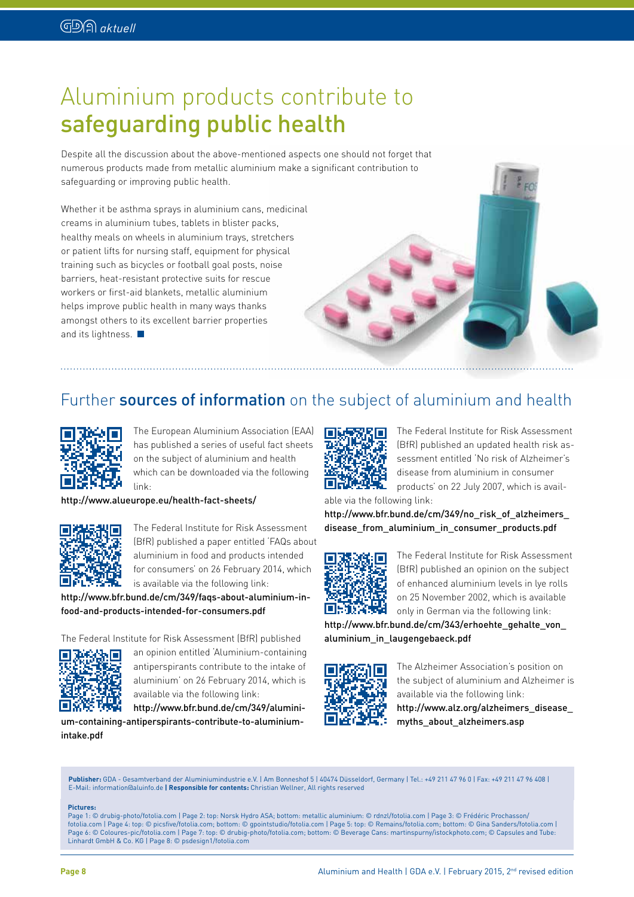# Aluminium products contribute to **safeguarding public health**

Despite all the discussion about the above-mentioned aspects one should not forget that numerous products made from metallic aluminium make a significant contribution to safeguarding or improving public health.

Whether it be asthma sprays in aluminium cans, medicinal creams in aluminium tubes, tablets in blister packs, healthy meals on wheels in aluminium trays, stretchers or patient lifts for nursing staff, equipment for physical training such as bicycles or football goal posts, noise barriers, heat-resistant protective suits for rescue workers or first-aid blankets, metallic aluminium helps improve public health in many ways thanks amongst others to its excellent barrier properties and its lightness.

## Further **sources of information** on the subject of aluminium and health

The European Aluminium Association (EAA) has published a series of useful fact sheets on the subject of aluminium and health which can be downloaded via the following link:

**http://www.alueurope.eu/health-fact-sheets/**

The Federal Institute for Risk Assessment (BfR) published a paper entitled 'FAQs about aluminium in food and products intended for consumers' on 26 February 2014, which is available via the following link:

**http://www.bfr.bund.de/cm/349/faqs-about-aluminium-in-food-and-products-intended-for-consumers.pdf**

The Federal Institute for Risk Assessment (BfR) published an opinion entitled 'Aluminium-containing antiperspirants contribute to the intake of aluminium' on 26 February 2014, which is available via the following link:

**http://www.bfr.bund.de/cm/349/aluminium-containing-antiperspirants-contribute-to-aluminium-intake.pdf**

The Federal Institute for Risk Assessment (BfR) published an updated health risk assessment entitled 'No risk of Alzheimer's disease from aluminium in consumer products' on 22 July 2007, which is available via the following link:

**http://www.bfr.bund.de/cm/349/no_risk_of_alzheimers_disease_from_aluminium_in_consumer_products.pdf**

The Federal Institute for Risk Assessment (BfR) published an opinion on the subject of enhanced aluminium levels in lye rolls on 25 November 2002, which is available only in German via the following link:

**http://www.bfr.bund.de/cm/343/erhoehte_gehalte_von_aluminium_in_laugengebaeck.pdf**

The Alzheimer Association's position on the subject of aluminium and Alzheimer is available via the following link:

**http://www.alz.org/alzheimers_disease_myths_about_alzheimers.asp**

**Publisher:** GDA - Gesamtverband der Aluminiumindustrie e.V. | Am Bonneshof 5 | 40474 Düsseldorf, Germany | Tel.: +49 211 47 96 0 | Fax: +49 211 47 96 408 | E-Mail: information@aluinfo.de | **Responsible for contents:** Christian Wellner, All rights reserved

**Pictures:**
Page 1: © drubig-photo/fotolia.com | Page 2: top: Norsk Hydro ASA; bottom: metallic aluminium: © rdnzl/fotolia.com | Page 3: © Frédéric Prochasson/fotolia.com | Page 4: top: © picsfive/fotolia.com; bottom: © gpointstudio/fotolia.com | Page 5: top: © Remains/fotolia.com; bottom: © Gina Sanders/fotolia.com | Page 6: © Coloures-pic/fotolia.com | Page 7: top: © drubig-photo/fotolia.com; bottom: © Beverage Cans: martinspurny/istockphoto.com; © Capsules and Tube: Linhardt GmbH & Co. KG | Page 8: © psdesign1/fotolia.com